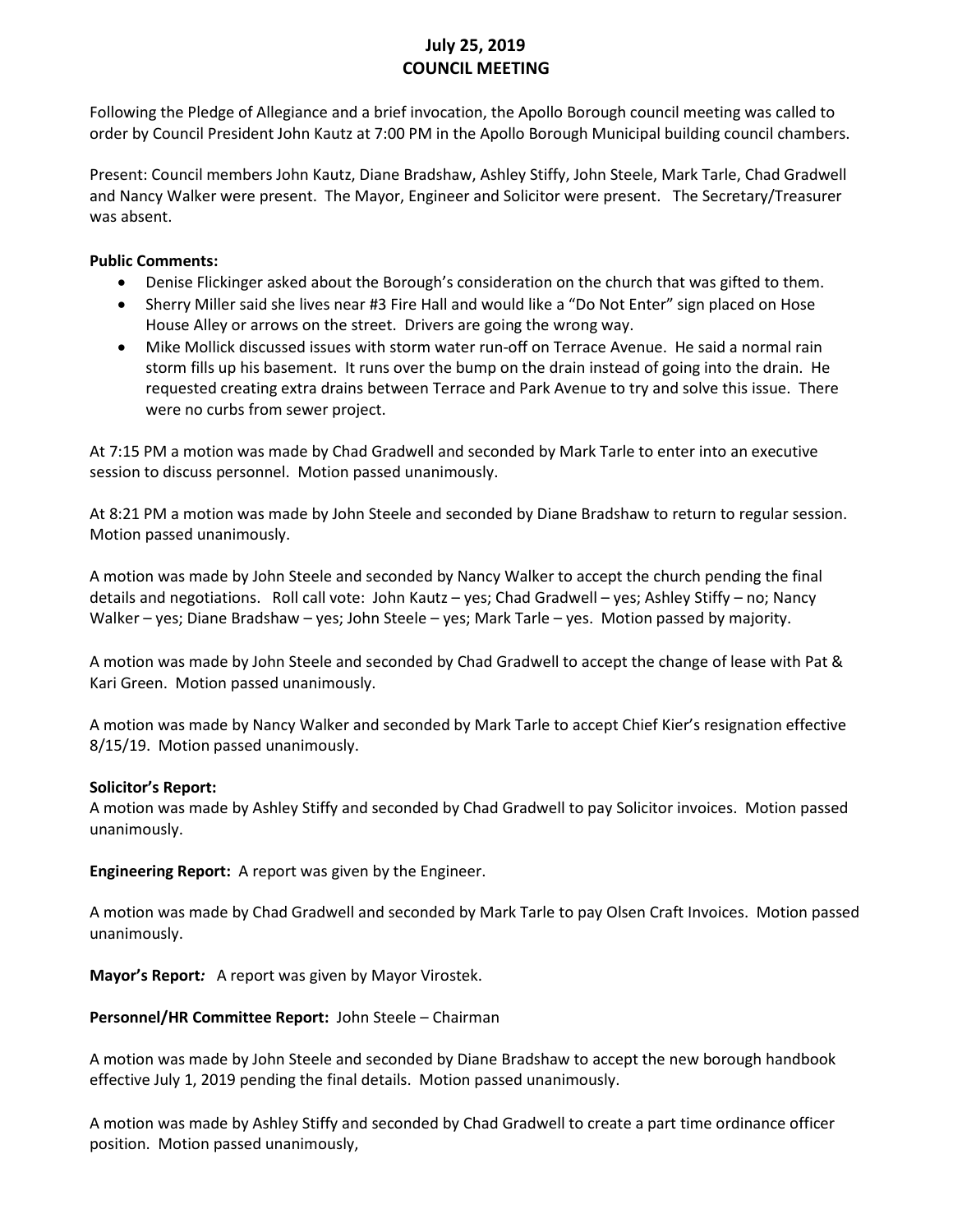# July 25, 2019
# COUNCIL MEETING

Following the Pledge of Allegiance and a brief invocation, the Apollo Borough council meeting was called to order by Council President John Kautz at 7:00 PM in the Apollo Borough Municipal building council chambers.

Present: Council members John Kautz, Diane Bradshaw, Ashley Stiffy, John Steele, Mark Tarle, Chad Gradwell and Nancy Walker were present. The Mayor, Engineer and Solicitor were present. The Secretary/Treasurer was absent.

**Public Comments:**

- Denise Flickinger asked about the Borough's consideration on the church that was gifted to them.
- Sherry Miller said she lives near #3 Fire Hall and would like a "Do Not Enter" sign placed on Hose House Alley or arrows on the street. Drivers are going the wrong way.
- Mike Mollick discussed issues with storm water run-off on Terrace Avenue. He said a normal rain storm fills up his basement. It runs over the bump on the drain instead of going into the drain. He requested creating extra drains between Terrace and Park Avenue to try and solve this issue. There were no curbs from sewer project.

At 7:15 PM a motion was made by Chad Gradwell and seconded by Mark Tarle to enter into an executive session to discuss personnel. Motion passed unanimously.

At 8:21 PM a motion was made by John Steele and seconded by Diane Bradshaw to return to regular session. Motion passed unanimously.

A motion was made by John Steele and seconded by Nancy Walker to accept the church pending the final details and negotiations. Roll call vote: John Kautz – yes; Chad Gradwell – yes; Ashley Stiffy – no; Nancy Walker – yes; Diane Bradshaw – yes; John Steele – yes; Mark Tarle – yes. Motion passed by majority.

A motion was made by John Steele and seconded by Chad Gradwell to accept the change of lease with Pat & Kari Green. Motion passed unanimously.

A motion was made by Nancy Walker and seconded by Mark Tarle to accept Chief Kier's resignation effective 8/15/19. Motion passed unanimously.

**Solicitor's Report:**
A motion was made by Ashley Stiffy and seconded by Chad Gradwell to pay Solicitor invoices. Motion passed unanimously.

**Engineering Report:** A report was given by the Engineer.

A motion was made by Chad Gradwell and seconded by Mark Tarle to pay Olsen Craft Invoices. Motion passed unanimously.

**Mayor's Report***:* A report was given by Mayor Virostek.

**Personnel/HR Committee Report:** John Steele – Chairman

A motion was made by John Steele and seconded by Diane Bradshaw to accept the new borough handbook effective July 1, 2019 pending the final details. Motion passed unanimously.

A motion was made by Ashley Stiffy and seconded by Chad Gradwell to create a part time ordinance officer position. Motion passed unanimously,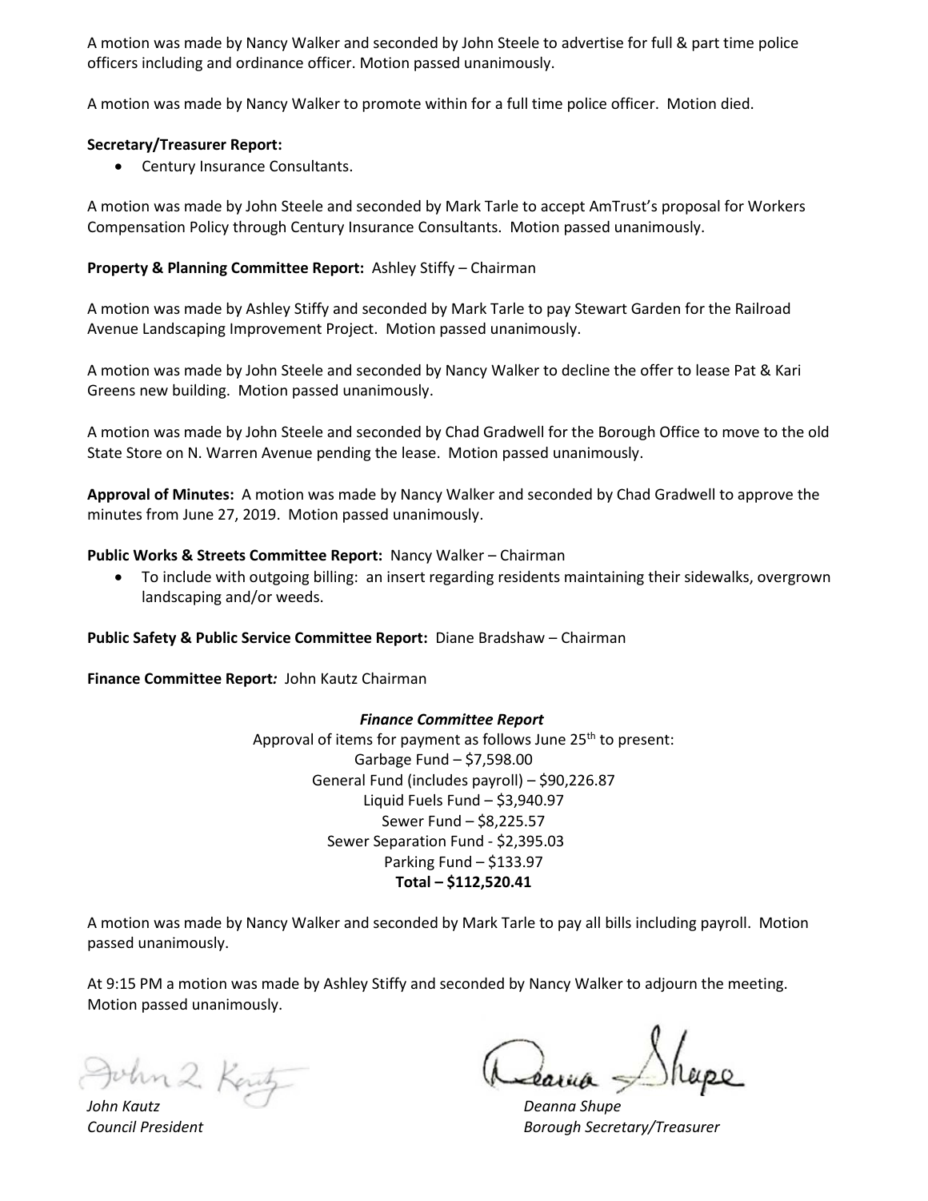A motion was made by Nancy Walker and seconded by John Steele to advertise for full & part time police officers including and ordinance officer. Motion passed unanimously.

A motion was made by Nancy Walker to promote within for a full time police officer. Motion died.

**Secretary/Treasurer Report:**

- Century Insurance Consultants.

A motion was made by John Steele and seconded by Mark Tarle to accept AmTrust's proposal for Workers Compensation Policy through Century Insurance Consultants. Motion passed unanimously.

**Property & Planning Committee Report:** Ashley Stiffy – Chairman

A motion was made by Ashley Stiffy and seconded by Mark Tarle to pay Stewart Garden for the Railroad Avenue Landscaping Improvement Project. Motion passed unanimously.

A motion was made by John Steele and seconded by Nancy Walker to decline the offer to lease Pat & Kari Greens new building. Motion passed unanimously.

A motion was made by John Steele and seconded by Chad Gradwell for the Borough Office to move to the old State Store on N. Warren Avenue pending the lease. Motion passed unanimously.

**Approval of Minutes:** A motion was made by Nancy Walker and seconded by Chad Gradwell to approve the minutes from June 27, 2019. Motion passed unanimously.

**Public Works & Streets Committee Report:** Nancy Walker – Chairman

- To include with outgoing billing: an insert regarding residents maintaining their sidewalks, overgrown landscaping and/or weeds.

**Public Safety & Public Service Committee Report:** Diane Bradshaw – Chairman

**Finance Committee Report*:*** John Kautz Chairman

***Finance Committee Report***

Approval of items for payment as follows June 25th to present:

Garbage Fund – $7,598.00

General Fund (includes payroll) – $90,226.87

Liquid Fuels Fund – $3,940.97

Sewer Fund – $8,225.57

Sewer Separation Fund - $2,395.03

Parking Fund – $133.97

**Total – $112,520.41**

A motion was made by Nancy Walker and seconded by Mark Tarle to pay all bills including payroll. Motion passed unanimously.

At 9:15 PM a motion was made by Ashley Stiffy and seconded by Nancy Walker to adjourn the meeting. Motion passed unanimously.

*John Kautz*
*Council President*

*Deanna Shupe*
*Borough Secretary/Treasurer*